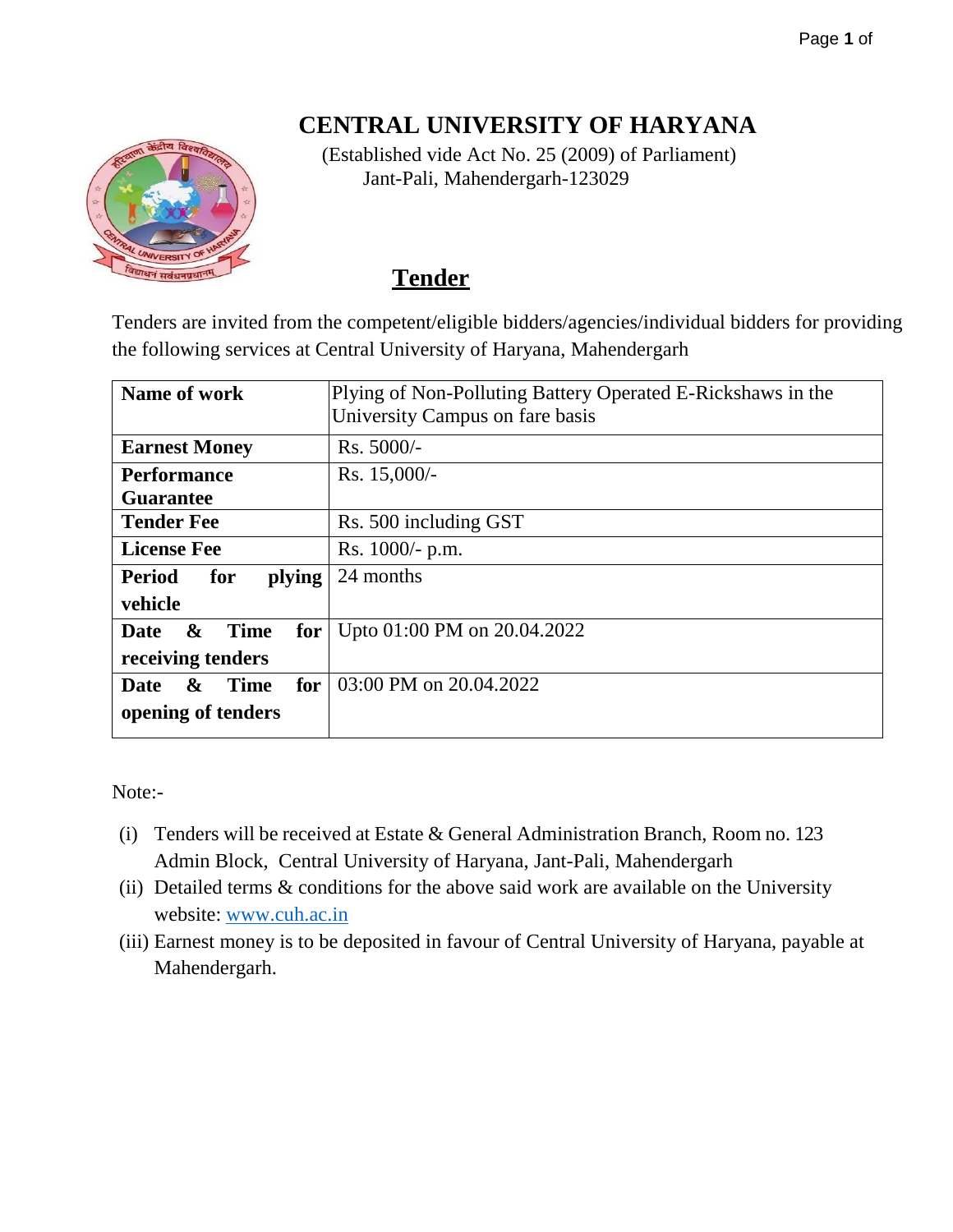# CENTRAL UNIVERSITY OF HARYANA

(Established vide Act No. 25 (2009) of Parliament)
Jant-Pali, Mahendergarh-123029

## Tender

Tenders are invited from the competent/eligible bidders/agencies/individual bidders for providing the following services at Central University of Haryana, Mahendergarh

| **Name of work** | Plying of Non-Polluting Battery Operated E-Rickshaws in the University Campus on fare basis |
|---|---|
| **Earnest Money** | Rs. 5000/- |
| **Performance Guarantee** | Rs. 15,000/- |
| **Tender Fee** | Rs. 500 including GST |
| **License Fee** | Rs. 1000/- p.m. |
| **Period for plying vehicle** | 24 months |
| **Date & Time for receiving tenders** | Upto 01:00 PM on 20.04.2022 |
| **Date & Time for opening of tenders** | 03:00 PM on 20.04.2022 |

Note:-

(i) Tenders will be received at Estate & General Administration Branch, Room no. 123 Admin Block, Central University of Haryana, Jant-Pali, Mahendergarh

(ii) Detailed terms & conditions for the above said work are available on the University website: www.cuh.ac.in

(iii) Earnest money is to be deposited in favour of Central University of Haryana, payable at Mahendergarh.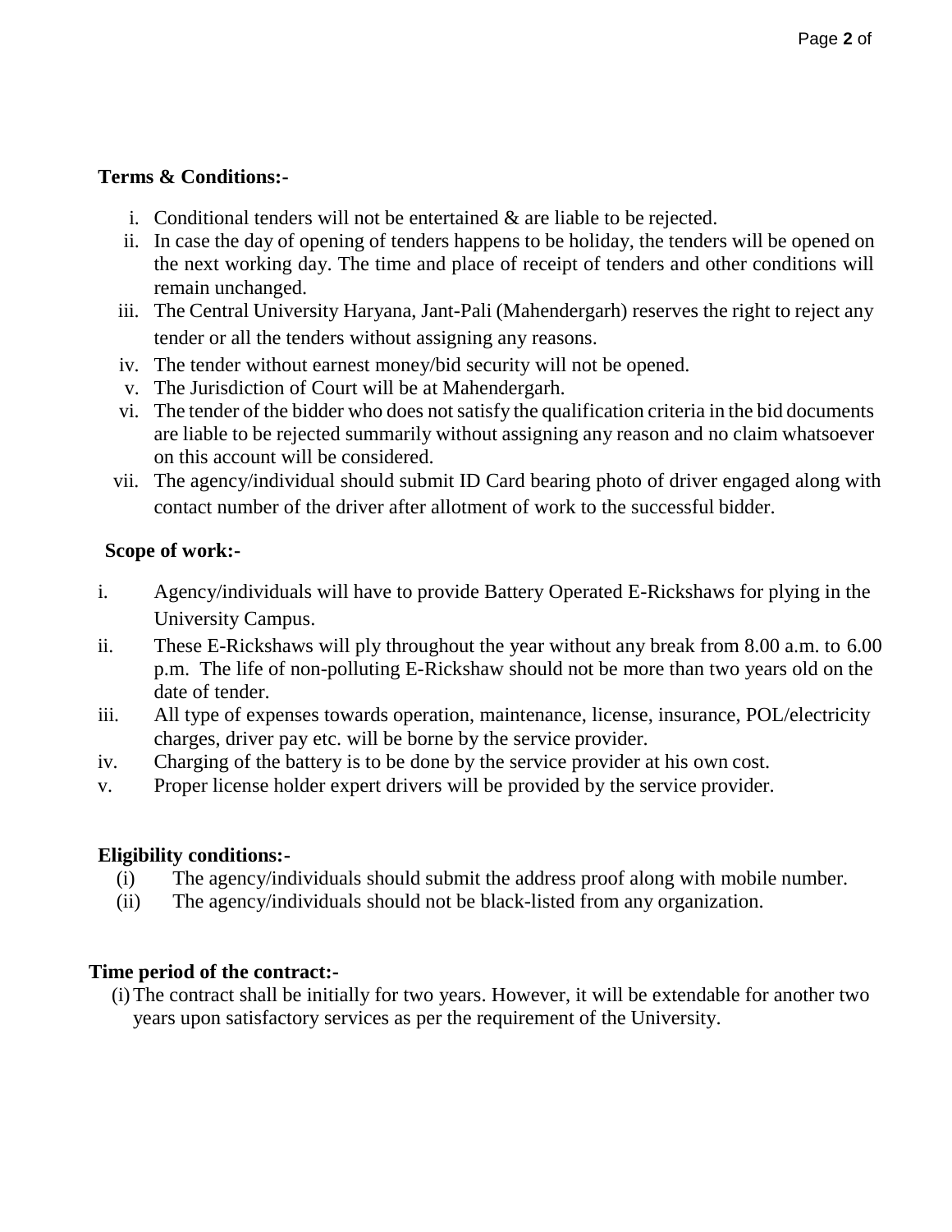**Terms & Conditions:-**

i. Conditional tenders will not be entertained & are liable to be rejected.
ii. In case the day of opening of tenders happens to be holiday, the tenders will be opened on the next working day. The time and place of receipt of tenders and other conditions will remain unchanged.
iii. The Central University Haryana, Jant-Pali (Mahendergarh) reserves the right to reject any tender or all the tenders without assigning any reasons.
iv. The tender without earnest money/bid security will not be opened.
v. The Jurisdiction of Court will be at Mahendergarh.
vi. The tender of the bidder who does not satisfy the qualification criteria in the bid documents are liable to be rejected summarily without assigning any reason and no claim whatsoever on this account will be considered.
vii. The agency/individual should submit ID Card bearing photo of driver engaged along with contact number of the driver after allotment of work to the successful bidder.

**Scope of work:-**

i. Agency/individuals will have to provide Battery Operated E-Rickshaws for plying in the University Campus.
ii. These E-Rickshaws will ply throughout the year without any break from 8.00 a.m. to 6.00 p.m. The life of non-polluting E-Rickshaw should not be more than two years old on the date of tender.
iii. All type of expenses towards operation, maintenance, license, insurance, POL/electricity charges, driver pay etc. will be borne by the service provider.
iv. Charging of the battery is to be done by the service provider at his own cost.
v. Proper license holder expert drivers will be provided by the service provider.

**Eligibility conditions:-**

(i) The agency/individuals should submit the address proof along with mobile number.
(ii) The agency/individuals should not be black-listed from any organization.

**Time period of the contract:-**

(i) The contract shall be initially for two years. However, it will be extendable for another two years upon satisfactory services as per the requirement of the University.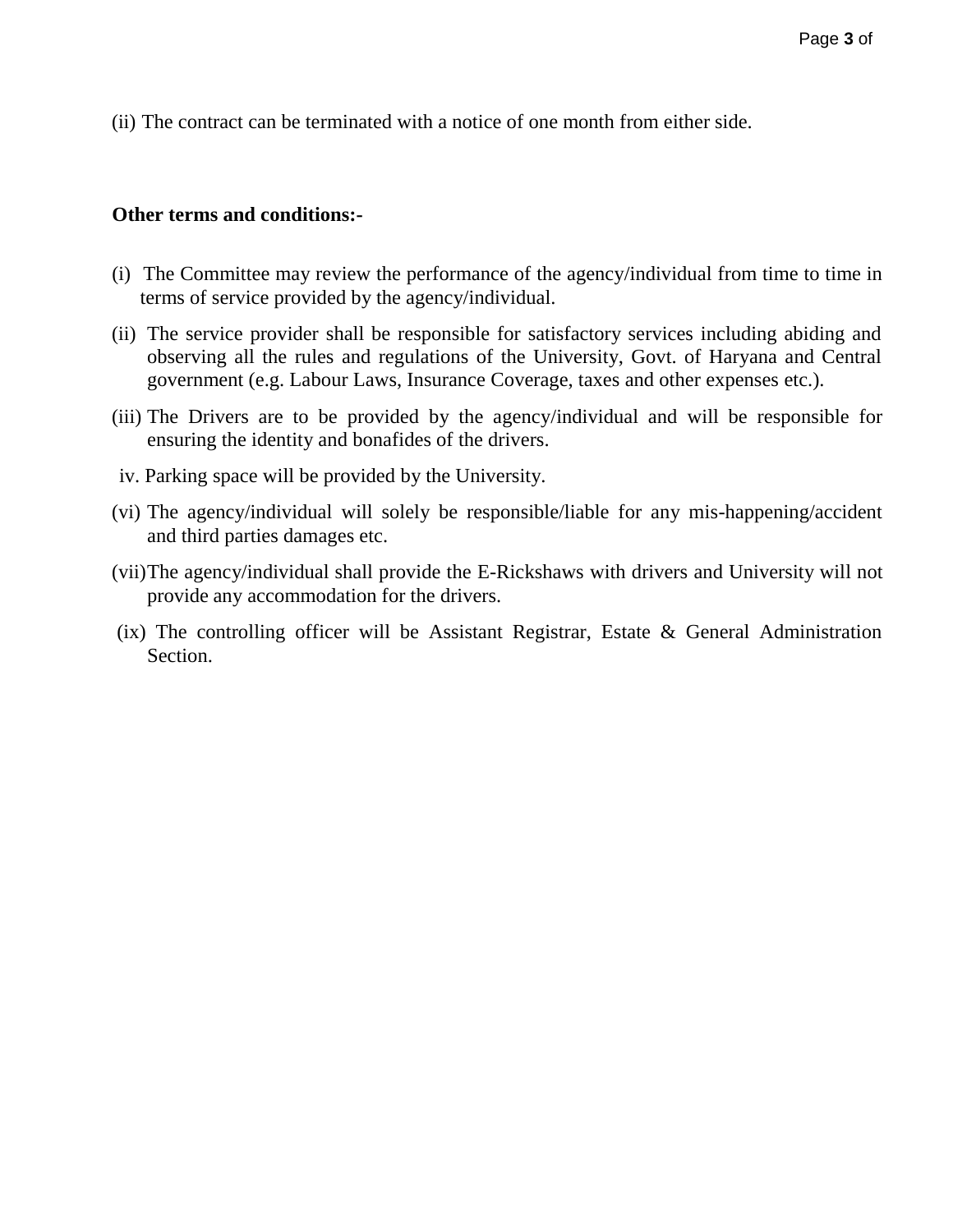(ii) The contract can be terminated with a notice of one month from either side.

**Other terms and conditions:-**

(i) The Committee may review the performance of the agency/individual from time to time in terms of service provided by the agency/individual.

(ii) The service provider shall be responsible for satisfactory services including abiding and observing all the rules and regulations of the University, Govt. of Haryana and Central government (e.g. Labour Laws, Insurance Coverage, taxes and other expenses etc.).

(iii) The Drivers are to be provided by the agency/individual and will be responsible for ensuring the identity and bonafides of the drivers.

iv. Parking space will be provided by the University.

(vi) The agency/individual will solely be responsible/liable for any mis-happening/accident and third parties damages etc.

(vii) The agency/individual shall provide the E-Rickshaws with drivers and University will not provide any accommodation for the drivers.

(ix) The controlling officer will be Assistant Registrar, Estate & General Administration Section.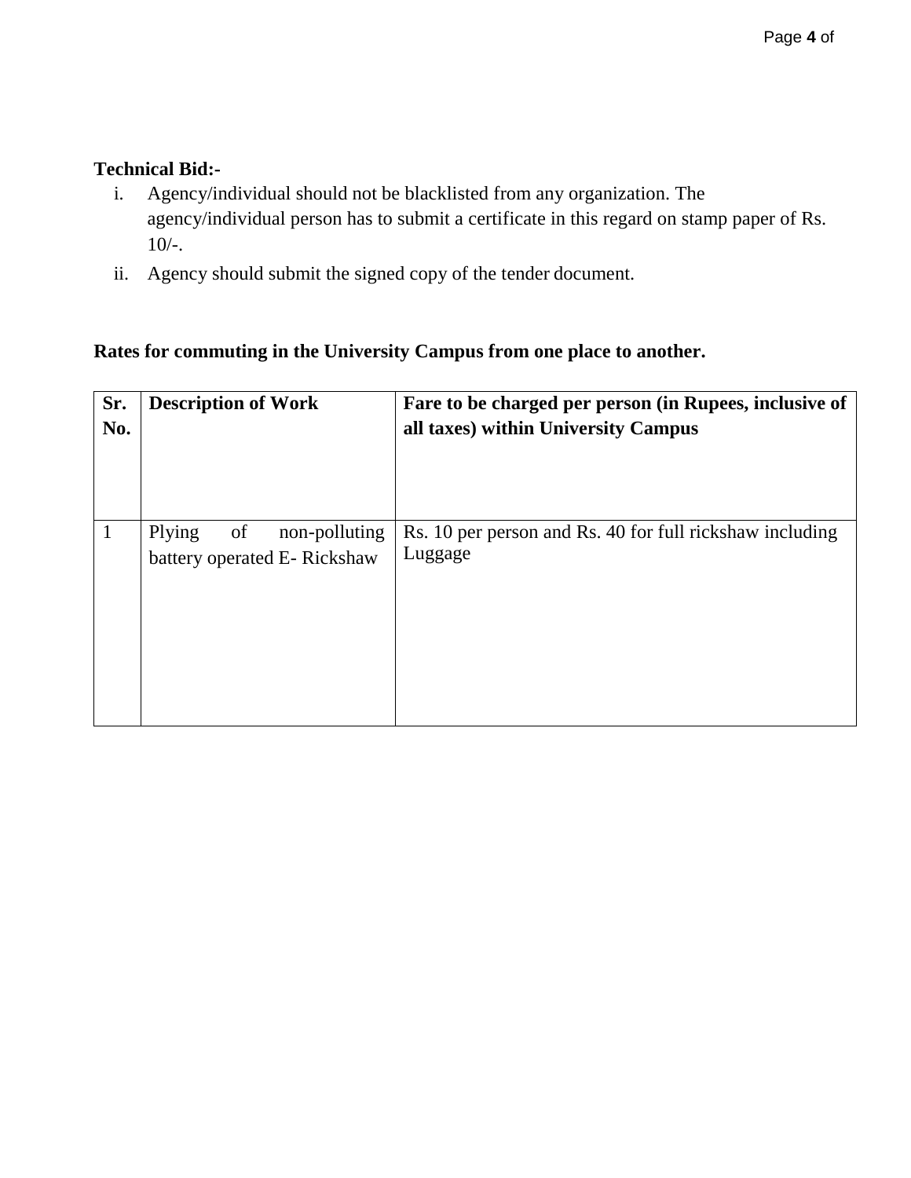**Technical Bid:-**

i. Agency/individual should not be blacklisted from any organization. The agency/individual person has to submit a certificate in this regard on stamp paper of Rs. 10/-.

ii. Agency should submit the signed copy of the tender document.

**Rates for commuting in the University Campus from one place to another.**

| Sr. No. | Description of Work | Fare to be charged per person (in Rupees, inclusive of all taxes) within University Campus |
|---|---|---|
| 1 | Plying of non-polluting battery operated E- Rickshaw | Rs. 10 per person and Rs. 40 for full rickshaw including Luggage |